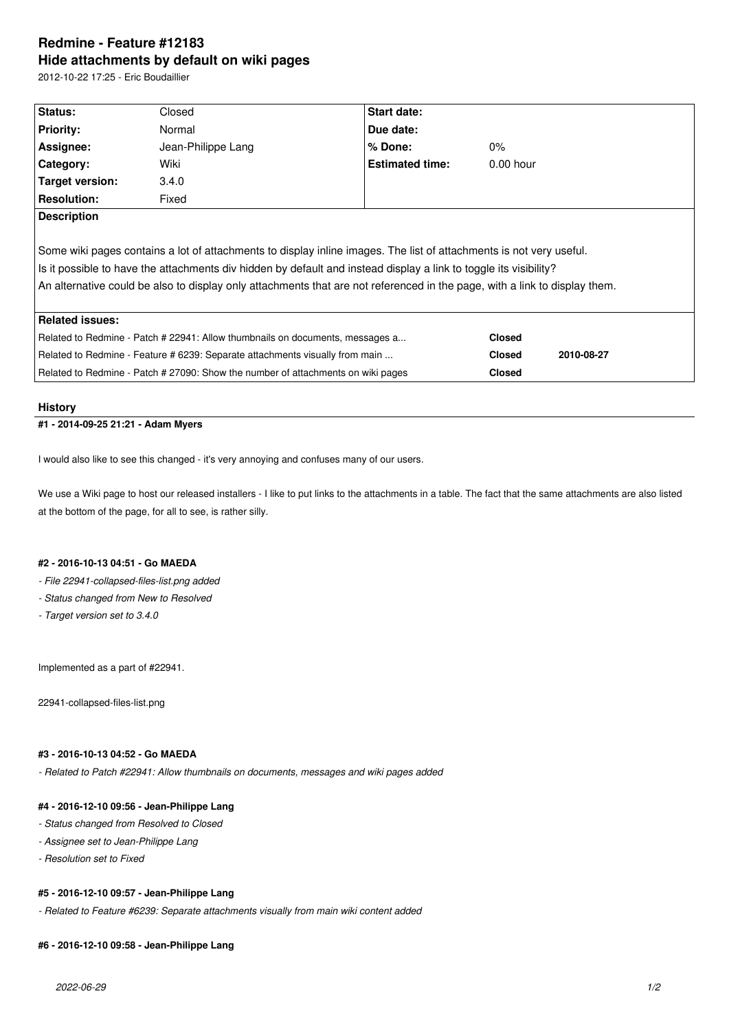# Redmine - Feature #12183
## Hide attachments by default on wiki pages

2012-10-22 17:25 - Eric Boudaillier

| | | | |
|---|---|---|---|
| **Status:** | Closed | **Start date:** | |
| **Priority:** | Normal | **Due date:** | |
| **Assignee:** | Jean-Philippe Lang | **% Done:** | 0% |
| **Category:** | Wiki | **Estimated time:** | 0.00 hour |
| **Target version:** | 3.4.0 | | |
| **Resolution:** | Fixed | | |

**Description**

Some wiki pages contains a lot of attachments to display inline images. The list of attachments is not very useful.
Is it possible to have the attachments div hidden by default and instead display a link to toggle its visibility?
An alternative could be also to display only attachments that are not referenced in the page, with a link to display them.

**Related issues:**

| | | |
|---|---|---|
| Related to Redmine - Patch # 22941: Allow thumbnails on documents, messages a... | **Closed** | |
| Related to Redmine - Feature # 6239: Separate attachments visually from main ... | **Closed** | **2010-08-27** |
| Related to Redmine - Patch # 27090: Show the number of attachments on wiki pages | **Closed** | |

## History

#### #1 - 2014-09-25 21:21 - Adam Myers

I would also like to see this changed - it's very annoying and confuses many of our users.

We use a Wiki page to host our released installers - I like to put links to the attachments in a table. The fact that the same attachments are also listed at the bottom of the page, for all to see, is rather silly.

#### #2 - 2016-10-13 04:51 - Go MAEDA

- *File 22941-collapsed-files-list.png added*
- *Status changed from New to Resolved*
- *Target version set to 3.4.0*

Implemented as a part of #22941.

22941-collapsed-files-list.png

#### #3 - 2016-10-13 04:52 - Go MAEDA

- *Related to Patch #22941: Allow thumbnails on documents, messages and wiki pages added*

#### #4 - 2016-12-10 09:56 - Jean-Philippe Lang

- *Status changed from Resolved to Closed*
- *Assignee set to Jean-Philippe Lang*
- *Resolution set to Fixed*

#### #5 - 2016-12-10 09:57 - Jean-Philippe Lang

- *Related to Feature #6239: Separate attachments visually from main wiki content added*

#### #6 - 2016-12-10 09:58 - Jean-Philippe Lang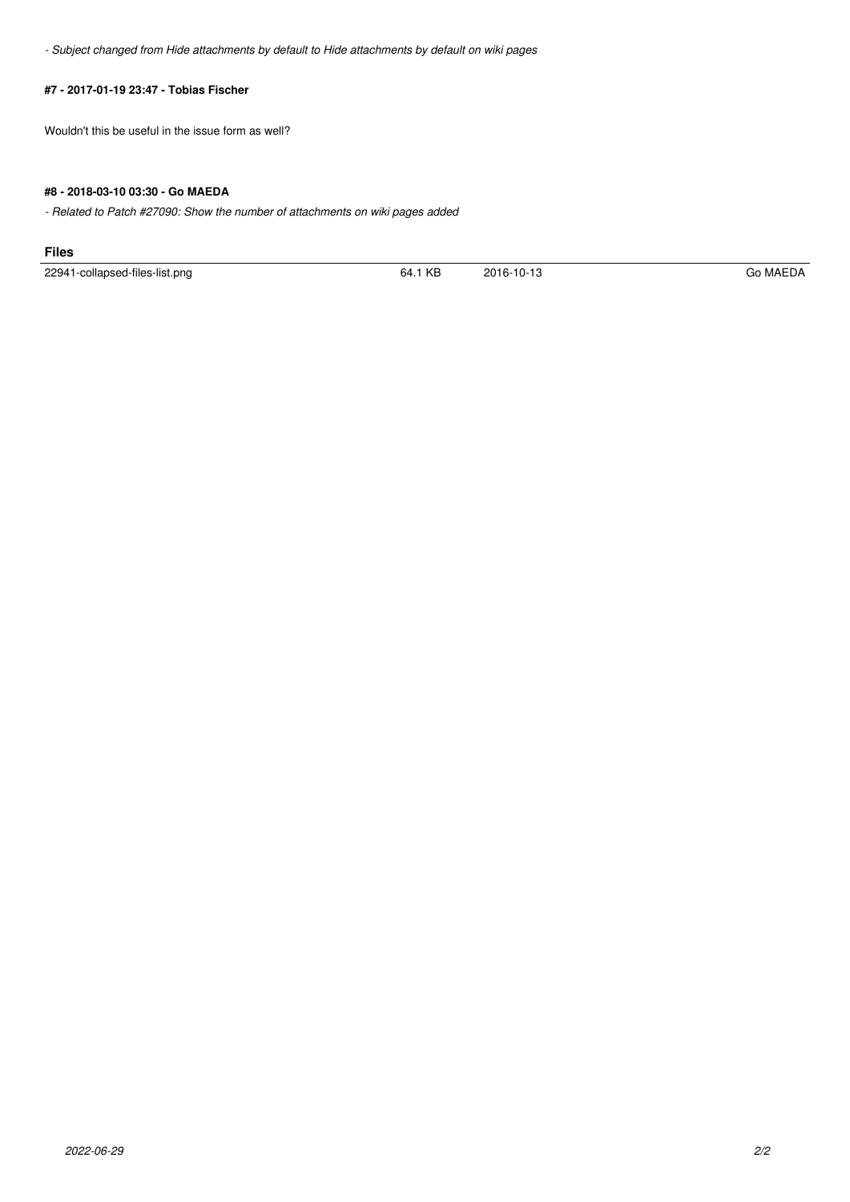*- Subject changed from Hide attachments by default to Hide attachments by default on wiki pages*

#### #7 - 2017-01-19 23:47 - Tobias Fischer

Wouldn't this be useful in the issue form as well?

#### #8 - 2018-03-10 03:30 - Go MAEDA

*- Related to Patch #27090: Show the number of attachments on wiki pages added*

### Files

| | | | |
|---|---|---|---|
| 22941-collapsed-files-list.png | 64.1 KB | 2016-10-13 | Go MAEDA |